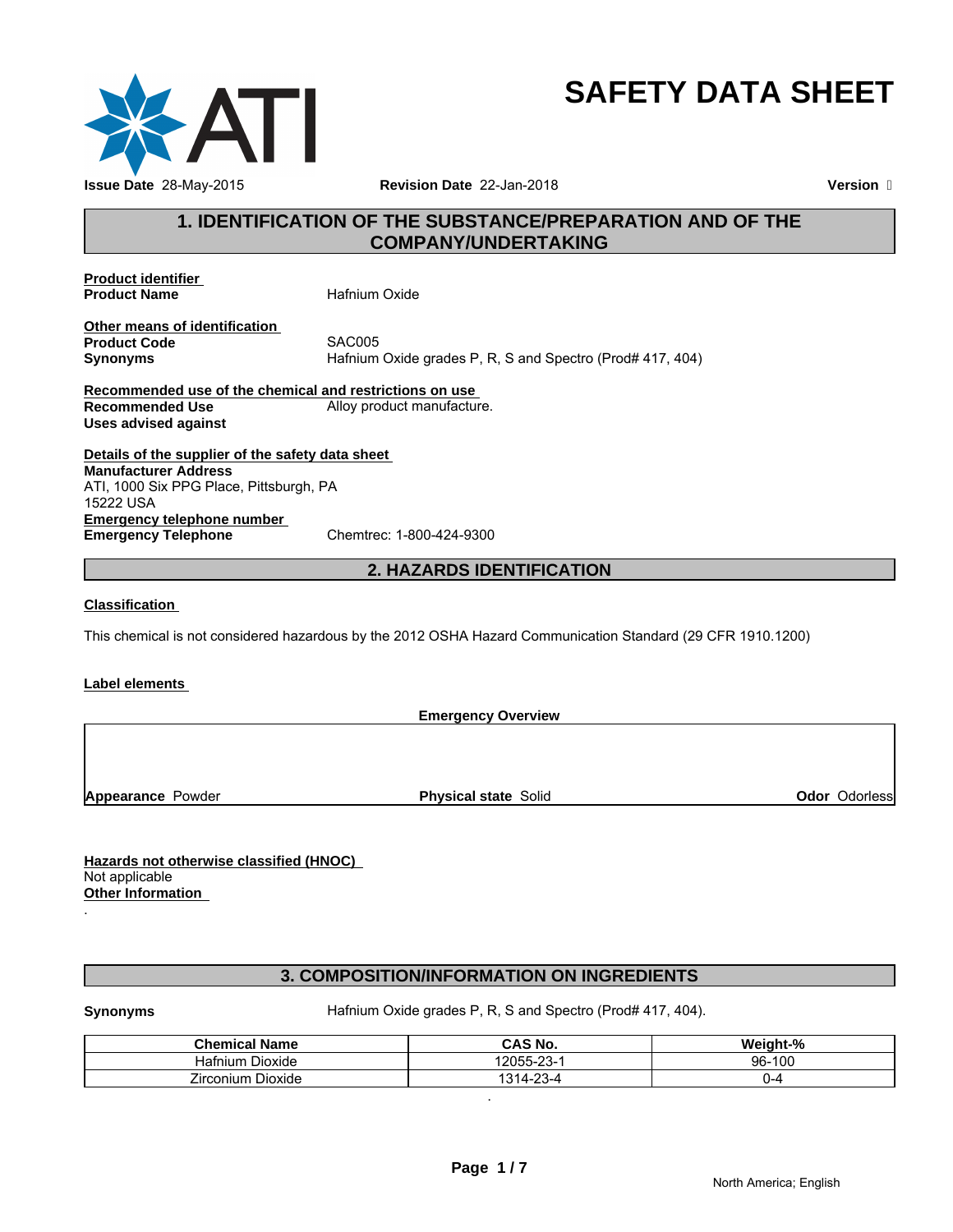# SAFETY DATA SHEET

**Issue Date** 28-May-2015 **Revision Date** 22-Jan-2018 **Version** 

## 1. IDENTIFICATION OF THE SUBSTANCE/PREPARATION AND OF THE COMPANY/UNDERTAKING

**Product identifier**

**Product Name** Hafnium Oxide

**Other means of identification**

**Product Code** SAC005

**Synonyms** Hafnium Oxide grades P, R, S and Spectro (Prod# 417, 404)

**Recommended use of the chemical and restrictions on use**

**Recommended Use** Alloy product manufacture.

**Uses advised against**

**Details of the supplier of the safety data sheet**

**Manufacturer Address**
ATI, 1000 Six PPG Place, Pittsburgh, PA
15222 USA

**Emergency telephone number**

**Emergency Telephone** Chemtrec: 1-800-424-9300

## 2. HAZARDS IDENTIFICATION

**Classification**

This chemical is not considered hazardous by the 2012 OSHA Hazard Communication Standard (29 CFR 1910.1200)

**Label elements**

**Emergency Overview**

**Appearance** Powder **Physical state** Solid **Odor** Odorless

**Hazards not otherwise classified (HNOC)**
Not applicable

**Other Information**
.

## 3. COMPOSITION/INFORMATION ON INGREDIENTS

**Synonyms** Hafnium Oxide grades P, R, S and Spectro (Prod# 417, 404).

| Chemical Name | CAS No. | Weight-% |
|---|---|---|
| Hafnium Dioxide | 12055-23-1 | 96-100 |
| Zirconium Dioxide | 1314-23-4 | 0-4 |

.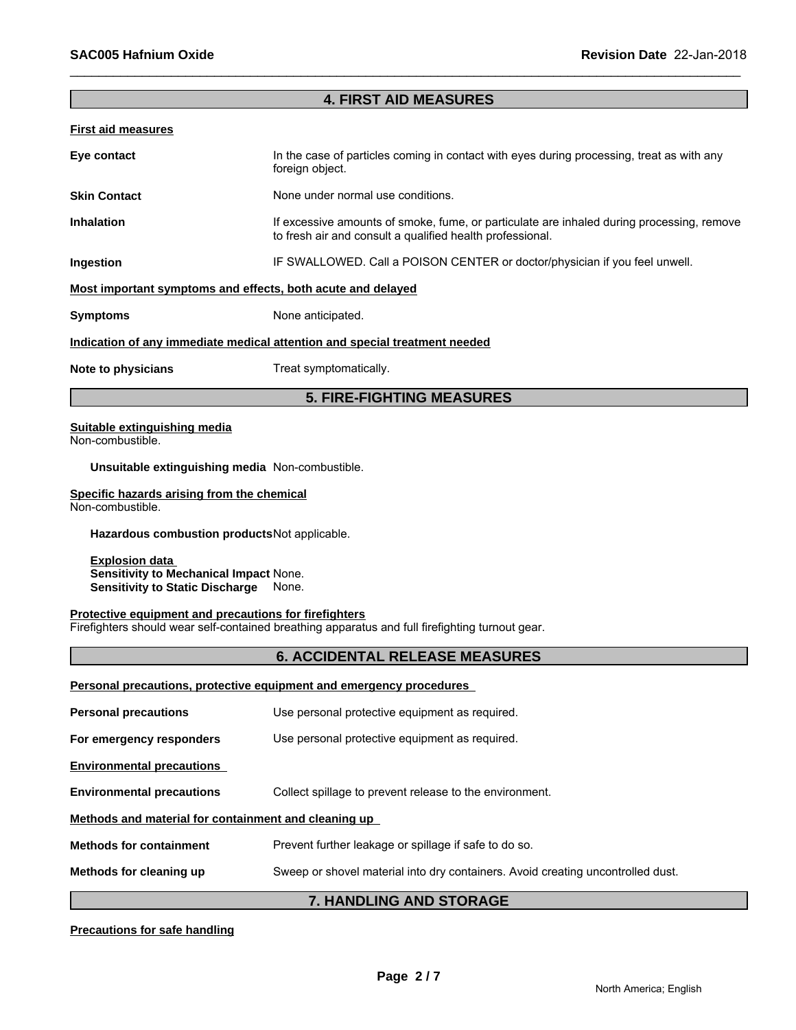## 4. FIRST AID MEASURES

**First aid measures**

| | |
|---|---|
| **Eye contact** | In the case of particles coming in contact with eyes during processing, treat as with any foreign object. |
| **Skin Contact** | None under normal use conditions. |
| **Inhalation** | If excessive amounts of smoke, fume, or particulate are inhaled during processing, remove to fresh air and consult a qualified health professional. |
| **Ingestion** | IF SWALLOWED. Call a POISON CENTER or doctor/physician if you feel unwell. |

**Most important symptoms and effects, both acute and delayed**

| | |
|---|---|
| **Symptoms** | None anticipated. |

**Indication of any immediate medical attention and special treatment needed**

| | |
|---|---|
| **Note to physicians** | Treat symptomatically. |

## 5. FIRE-FIGHTING MEASURES

**Suitable extinguishing media**
Non-combustible.

**Unsuitable extinguishing media** Non-combustible.

**Specific hazards arising from the chemical**
Non-combustible.

**Hazardous combustion products** Not applicable.

**Explosion data**
**Sensitivity to Mechanical Impact** None.
**Sensitivity to Static Discharge** None.

**Protective equipment and precautions for firefighters**
Firefighters should wear self-contained breathing apparatus and full firefighting turnout gear.

## 6. ACCIDENTAL RELEASE MEASURES

**Personal precautions, protective equipment and emergency procedures**

| | |
|---|---|
| **Personal precautions** | Use personal protective equipment as required. |
| **For emergency responders** | Use personal protective equipment as required. |

**Environmental precautions**

| | |
|---|---|
| **Environmental precautions** | Collect spillage to prevent release to the environment. |

**Methods and material for containment and cleaning up**

| | |
|---|---|
| **Methods for containment** | Prevent further leakage or spillage if safe to do so. |
| **Methods for cleaning up** | Sweep or shovel material into dry containers. Avoid creating uncontrolled dust. |

## 7. HANDLING AND STORAGE

**Precautions for safe handling**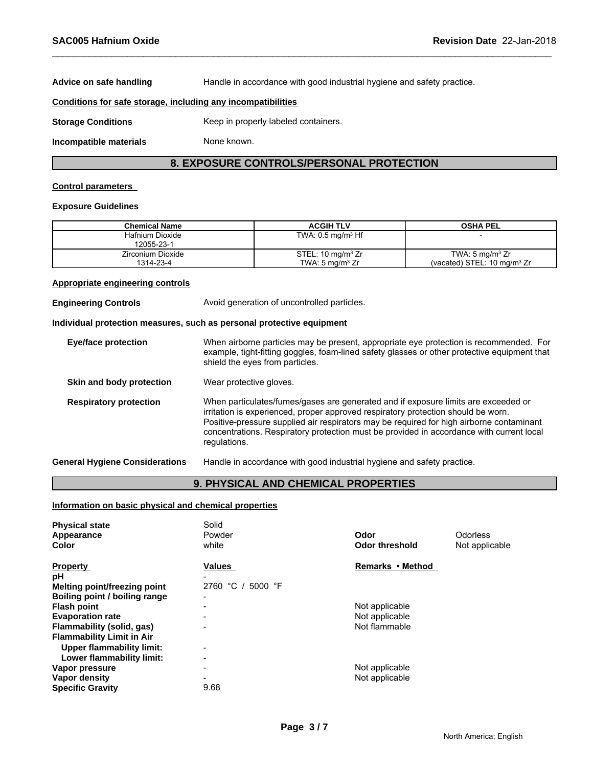**Advice on safe handling** Handle in accordance with good industrial hygiene and safety practice.

**Conditions for safe storage, including any incompatibilities**

**Storage Conditions** Keep in properly labeled containers.

**Incompatible materials** None known.

## 8. EXPOSURE CONTROLS/PERSONAL PROTECTION

**Control parameters**

**Exposure Guidelines**

| Chemical Name | ACGIH TLV | OSHA PEL |
|---|---|---|
| Hafnium Dioxide 12055-23-1 | TWA: 0.5 mg/m³ Hf | - |
| Zirconium Dioxide 1314-23-4 | STEL: 10 mg/m³ Zr TWA: 5 mg/m³ Zr | TWA: 5 mg/m³ Zr (vacated) STEL: 10 mg/m³ Zr |

**Appropriate engineering controls**

**Engineering Controls** Avoid generation of uncontrolled particles.

**Individual protection measures, such as personal protective equipment**

**Eye/face protection** When airborne particles may be present, appropriate eye protection is recommended. For example, tight-fitting goggles, foam-lined safety glasses or other protective equipment that shield the eyes from particles.

**Skin and body protection** Wear protective gloves.

**Respiratory protection** When particulates/fumes/gases are generated and if exposure limits are exceeded or irritation is experienced, proper approved respiratory protection should be worn. Positive-pressure supplied air respirators may be required for high airborne contaminant concentrations. Respiratory protection must be provided in accordance with current local regulations.

**General Hygiene Considerations** Handle in accordance with good industrial hygiene and safety practice.

## 9. PHYSICAL AND CHEMICAL PROPERTIES

**Information on basic physical and chemical properties**

**Physical state** Solid
**Appearance** Powder
**Color** white
**Odor** Odorless
**Odor threshold** Not applicable

| Property | Values | Remarks • Method |
|---|---|---|
| **pH** | - | |
| **Melting point/freezing point** | 2760 °C / 5000 °F | |
| **Boiling point / boiling range** | - | |
| **Flash point** | - | Not applicable |
| **Evaporation rate** | - | Not applicable |
| **Flammability (solid, gas)** | - | Not flammable |
| **Flammability Limit in Air** | | |
| **Upper flammability limit:** | - | |
| **Lower flammability limit:** | - | |
| **Vapor pressure** | - | Not applicable |
| **Vapor density** | - | Not applicable |
| **Specific Gravity** | 9.68 | |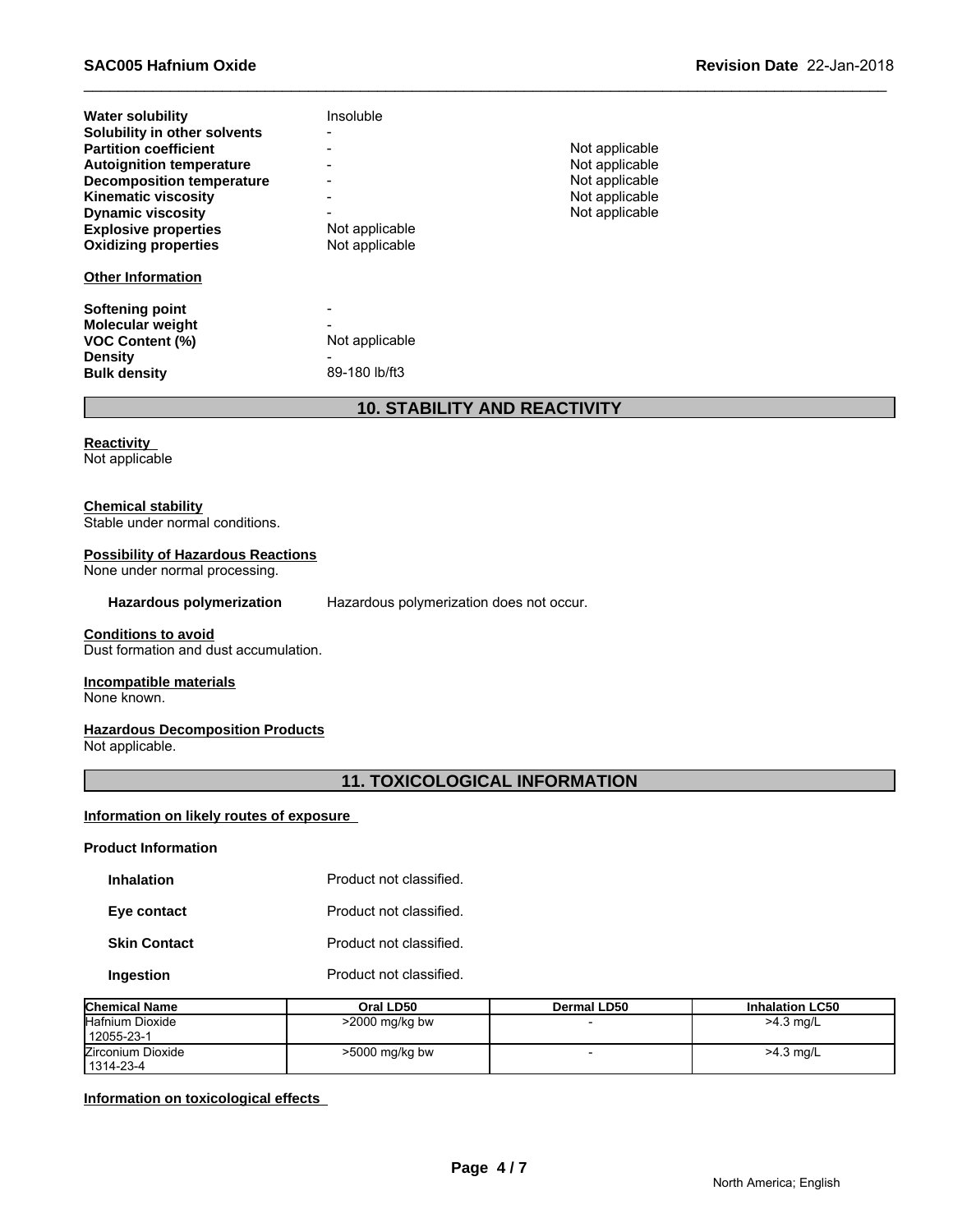| | | |
|---|---|---|
| **Water solubility** | Insoluble | |
| **Solubility in other solvents** | - | |
| **Partition coefficient** | - | Not applicable |
| **Autoignition temperature** | - | Not applicable |
| **Decomposition temperature** | - | Not applicable |
| **Kinematic viscosity** | - | Not applicable |
| **Dynamic viscosity** | - | Not applicable |
| **Explosive properties** | Not applicable | |
| **Oxidizing properties** | Not applicable | |

**Other Information**

| | |
|---|---|
| **Softening point** | - |
| **Molecular weight** | - |
| **VOC Content (%)** | Not applicable |
| **Density** | - |
| **Bulk density** | 89-180 lb/ft3 |

## 10. STABILITY AND REACTIVITY

**Reactivity**
Not applicable

**Chemical stability**
Stable under normal conditions.

**Possibility of Hazardous Reactions**
None under normal processing.

**Hazardous polymerization** Hazardous polymerization does not occur.

**Conditions to avoid**
Dust formation and dust accumulation.

**Incompatible materials**
None known.

**Hazardous Decomposition Products**
Not applicable.

## 11. TOXICOLOGICAL INFORMATION

**Information on likely routes of exposure**

**Product Information**

| | |
|---|---|
| **Inhalation** | Product not classified. |
| **Eye contact** | Product not classified. |
| **Skin Contact** | Product not classified. |
| **Ingestion** | Product not classified. |

| Chemical Name | Oral LD50 | Dermal LD50 | Inhalation LC50 |
|---|---|---|---|
| Hafnium Dioxide<br>12055-23-1 | >2000 mg/kg bw | - | >4.3 mg/L |
| Zirconium Dioxide<br>1314-23-4 | >5000 mg/kg bw | - | >4.3 mg/L |

**Information on toxicological effects**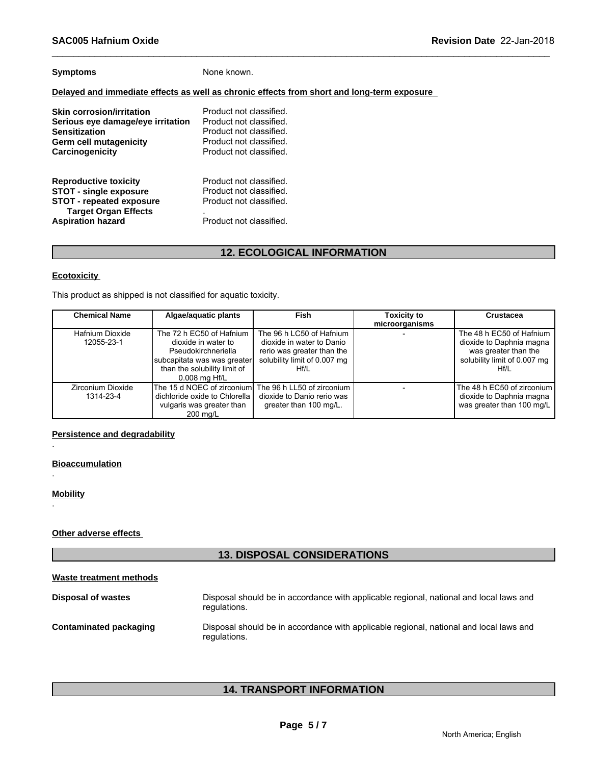**Symptoms** None known.

**Delayed and immediate effects as well as chronic effects from short and long-term exposure**

| | |
|---|---|
| **Skin corrosion/irritation** | Product not classified. |
| **Serious eye damage/eye irritation** | Product not classified. |
| **Sensitization** | Product not classified. |
| **Germ cell mutagenicity** | Product not classified. |
| **Carcinogenicity** | Product not classified. |

| | |
|---|---|
| **Reproductive toxicity** | Product not classified. |
| **STOT - single exposure** | Product not classified. |
| **STOT - repeated exposure** | Product not classified. |
| **Target Organ Effects** | . |
| **Aspiration hazard** | Product not classified. |

## 12. ECOLOGICAL INFORMATION

**Ecotoxicity**

This product as shipped is not classified for aquatic toxicity.

| Chemical Name | Algae/aquatic plants | Fish | Toxicity to microorganisms | Crustacea |
|---|---|---|---|---|
| Hafnium Dioxide 12055-23-1 | The 72 h EC50 of Hafnium dioxide in water to Pseudokirchneriella subcapitata was was greater than the solubility limit of 0.008 mg Hf/L | The 96 h LC50 of Hafnium dioxide in water to Danio rerio was greater than the solubility limit of 0.007 mg Hf/L | - | The 48 h EC50 of Hafnium dioxide to Daphnia magna was greater than the solubility limit of 0.007 mg Hf/L |
| Zirconium Dioxide 1314-23-4 | The 15 d NOEC of zirconium dichloride oxide to Chlorella vulgaris was greater than 200 mg/L | The 96 h LL50 of zirconium dioxide to Danio rerio was greater than 100 mg/L. | - | The 48 h EC50 of zirconium dioxide to Daphnia magna was greater than 100 mg/L |

**Persistence and degradability**

.

**Bioaccumulation**

.

**Mobility**

.

**Other adverse effects**

## 13. DISPOSAL CONSIDERATIONS

**Waste treatment methods**

| | |
|---|---|
| **Disposal of wastes** | Disposal should be in accordance with applicable regional, national and local laws and regulations. |
| **Contaminated packaging** | Disposal should be in accordance with applicable regional, national and local laws and regulations. |

## 14. TRANSPORT INFORMATION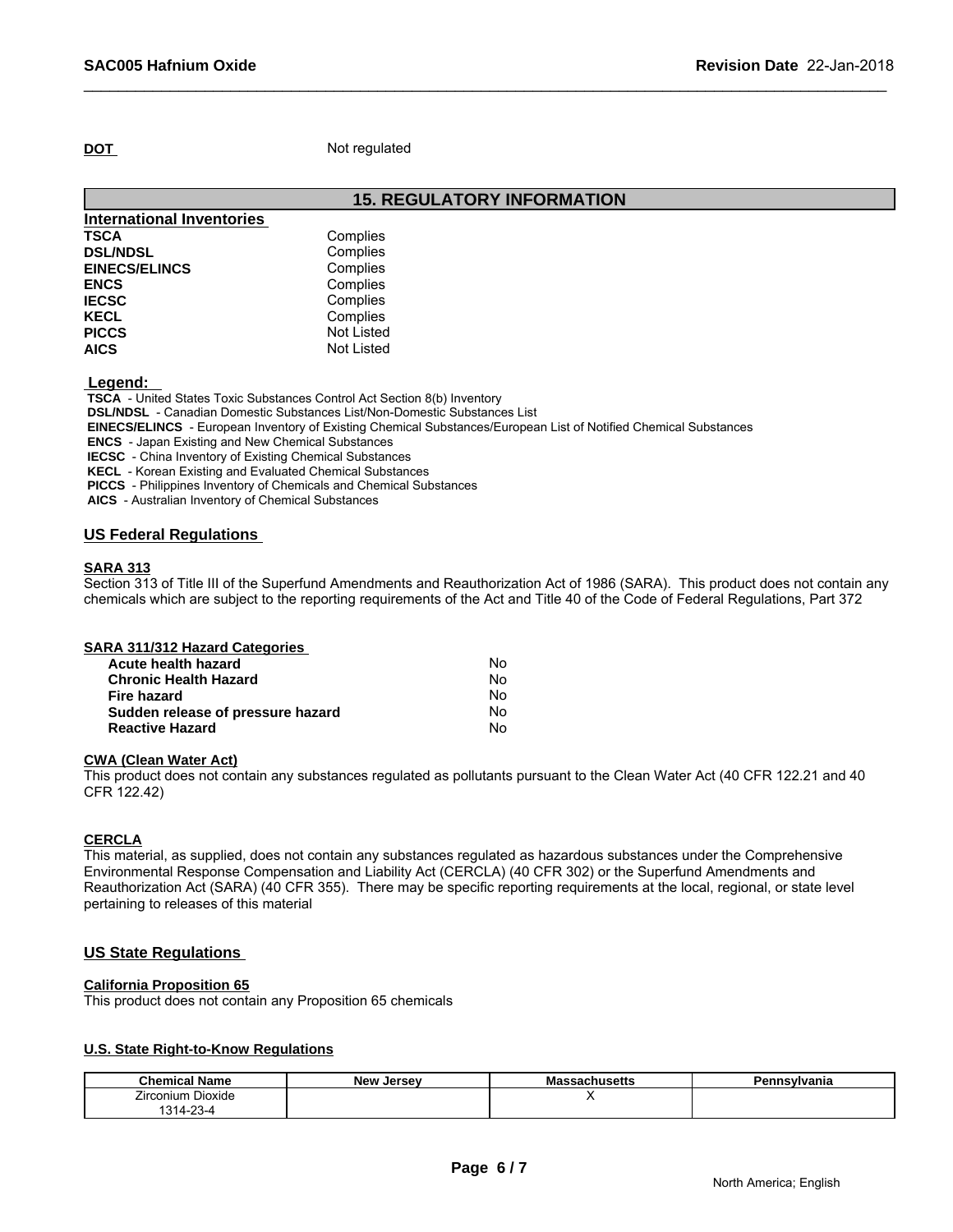**DOT** Not regulated

## 15. REGULATORY INFORMATION

**International Inventories**

| | |
|---|---|
| **TSCA** | Complies |
| **DSL/NDSL** | Complies |
| **EINECS/ELINCS** | Complies |
| **ENCS** | Complies |
| **IECSC** | Complies |
| **KECL** | Complies |
| **PICCS** | Not Listed |
| **AICS** | Not Listed |

**Legend:**

**TSCA** - United States Toxic Substances Control Act Section 8(b) Inventory
**DSL/NDSL** - Canadian Domestic Substances List/Non-Domestic Substances List
**EINECS/ELINCS** - European Inventory of Existing Chemical Substances/European List of Notified Chemical Substances
**ENCS** - Japan Existing and New Chemical Substances
**IECSC** - China Inventory of Existing Chemical Substances
**KECL** - Korean Existing and Evaluated Chemical Substances
**PICCS** - Philippines Inventory of Chemicals and Chemical Substances
**AICS** - Australian Inventory of Chemical Substances

### US Federal Regulations

**SARA 313**

Section 313 of Title III of the Superfund Amendments and Reauthorization Act of 1986 (SARA). This product does not contain any chemicals which are subject to the reporting requirements of the Act and Title 40 of the Code of Federal Regulations, Part 372

**SARA 311/312 Hazard Categories**

| | |
|---|---|
| **Acute health hazard** | No |
| **Chronic Health Hazard** | No |
| **Fire hazard** | No |
| **Sudden release of pressure hazard** | No |
| **Reactive Hazard** | No |

**CWA (Clean Water Act)**

This product does not contain any substances regulated as pollutants pursuant to the Clean Water Act (40 CFR 122.21 and 40 CFR 122.42)

**CERCLA**

This material, as supplied, does not contain any substances regulated as hazardous substances under the Comprehensive Environmental Response Compensation and Liability Act (CERCLA) (40 CFR 302) or the Superfund Amendments and Reauthorization Act (SARA) (40 CFR 355). There may be specific reporting requirements at the local, regional, or state level pertaining to releases of this material

### US State Regulations

**California Proposition 65**

This product does not contain any Proposition 65 chemicals

**U.S. State Right-to-Know Regulations**

| Chemical Name | New Jersey | Massachusetts | Pennsylvania |
|---|---|---|---|
| Zirconium Dioxide 1314-23-4 | | X | |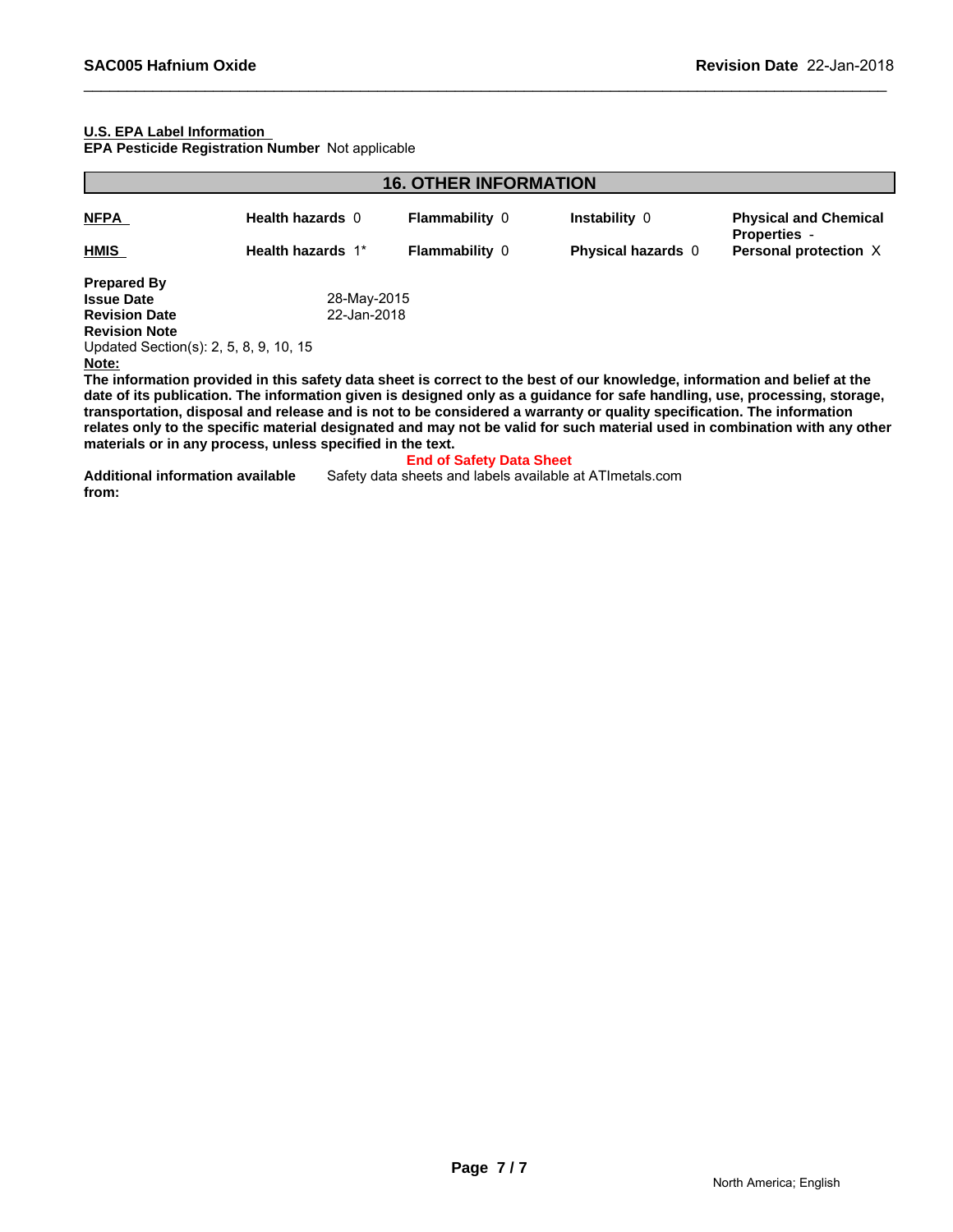**U.S. EPA Label Information**

**EPA Pesticide Registration Number** Not applicable

## 16. OTHER INFORMATION

| | | | | |
|---|---|---|---|---|
| **NFPA** | **Health hazards** 0 | **Flammability** 0 | **Instability** 0 | **Physical and Chemical Properties** - |
| **HMIS** | **Health hazards** 1* | **Flammability** 0 | **Physical hazards** 0 | **Personal protection** X |

**Prepared By**

**Issue Date** 28-May-2015

**Revision Date** 22-Jan-2018

**Revision Note**

Updated Section(s): 2, 5, 8, 9, 10, 15

**Note:**

**The information provided in this safety data sheet is correct to the best of our knowledge, information and belief at the date of its publication. The information given is designed only as a guidance for safe handling, use, processing, storage, transportation, disposal and release and is not to be considered a warranty or quality specification. The information relates only to the specific material designated and may not be valid for such material used in combination with any other materials or in any process, unless specified in the text.**

**End of Safety Data Sheet**

**Additional information available from:** Safety data sheets and labels available at ATImetals.com